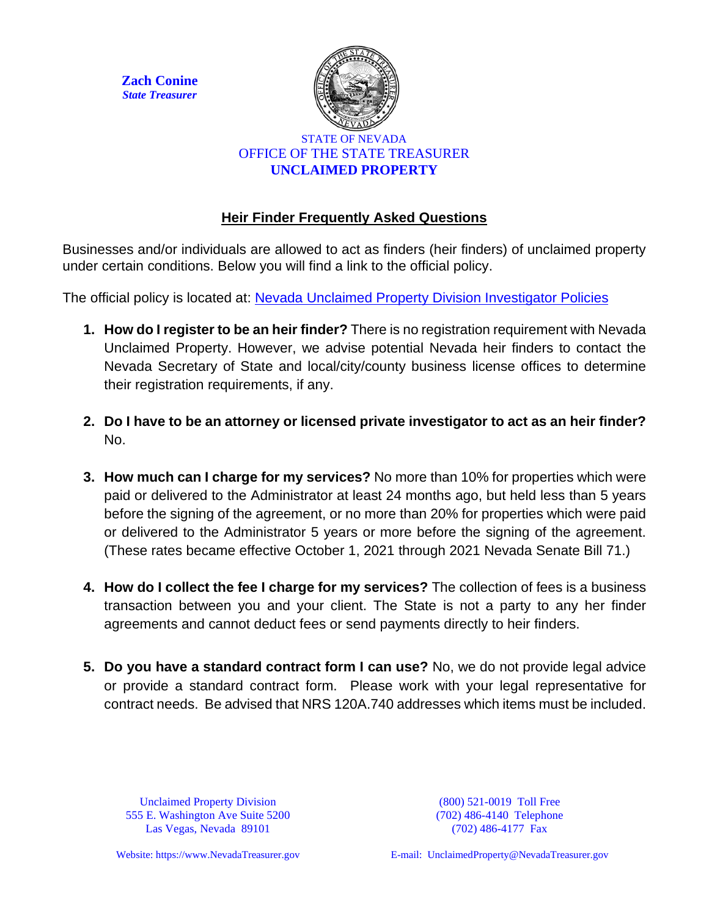**Zach Conine**
***State Treasurer***

STATE OF NEVADA
OFFICE OF THE STATE TREASURER
**UNCLAIMED PROPERTY**

## Heir Finder Frequently Asked Questions

Businesses and/or individuals are allowed to act as finders (heir finders) of unclaimed property under certain conditions. Below you will find a link to the official policy.

The official policy is located at: [Nevada Unclaimed Property Division Investigator Policies]()

1. **How do I register to be an heir finder?** There is no registration requirement with Nevada Unclaimed Property. However, we advise potential Nevada heir finders to contact the Nevada Secretary of State and local/city/county business license offices to determine their registration requirements, if any.

2. **Do I have to be an attorney or licensed private investigator to act as an heir finder?** No.

3. **How much can I charge for my services?** No more than 10% for properties which were paid or delivered to the Administrator at least 24 months ago, but held less than 5 years before the signing of the agreement, or no more than 20% for properties which were paid or delivered to the Administrator 5 years or more before the signing of the agreement. (These rates became effective October 1, 2021 through 2021 Nevada Senate Bill 71.)

4. **How do I collect the fee I charge for my services?** The collection of fees is a business transaction between you and your client. The State is not a party to any her finder agreements and cannot deduct fees or send payments directly to heir finders.

5. **Do you have a standard contract form I can use?** No, we do not provide legal advice or provide a standard contract form. Please work with your legal representative for contract needs. Be advised that NRS 120A.740 addresses which items must be included.

Unclaimed Property Division
555 E. Washington Ave Suite 5200
Las Vegas, Nevada 89101

(800) 521-0019 Toll Free
(702) 486-4140 Telephone
(702) 486-4177 Fax

Website: https://www.NevadaTreasurer.gov

E-mail: UnclaimedProperty@NevadaTreasurer.gov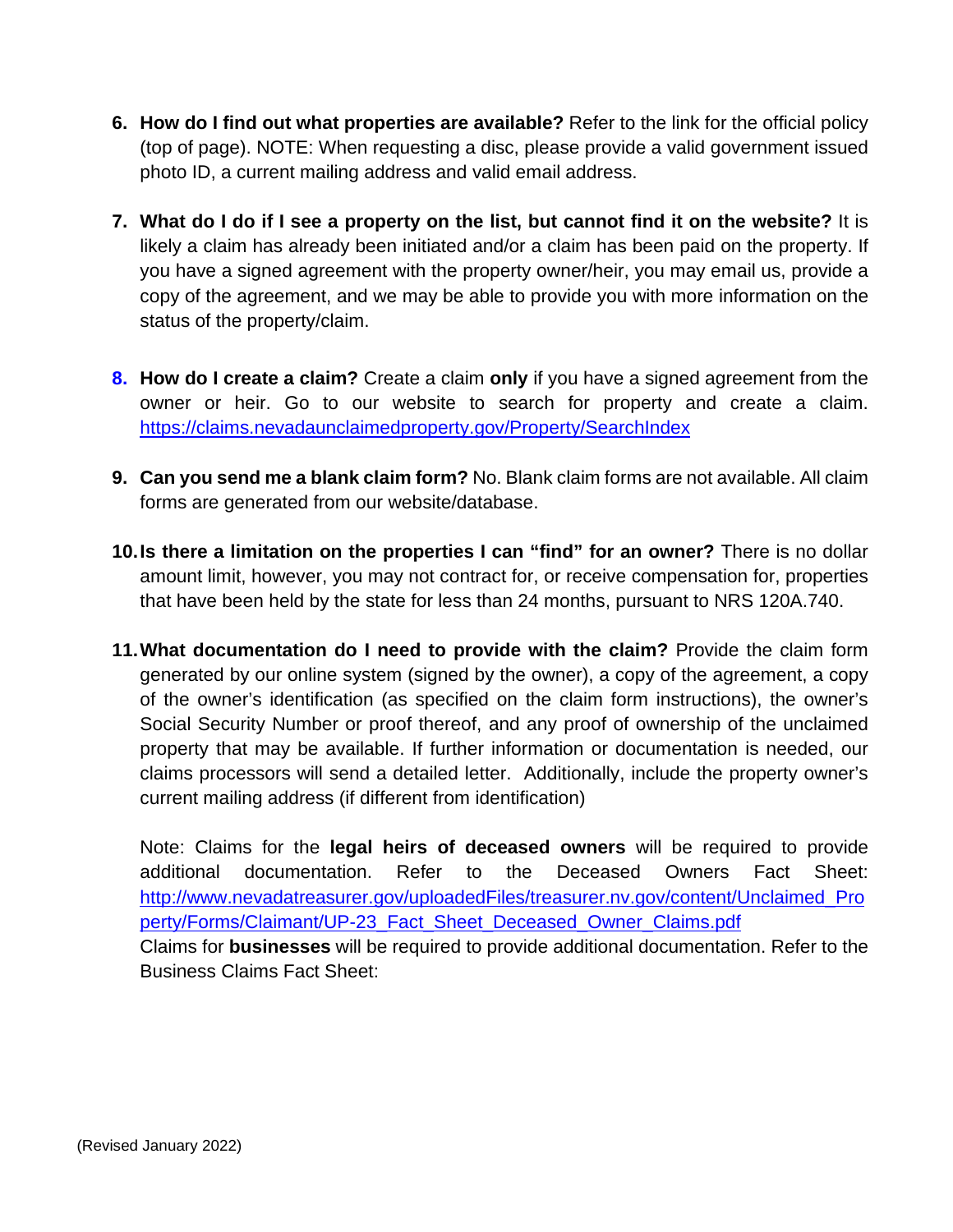6. **How do I find out what properties are available?** Refer to the link for the official policy (top of page). NOTE: When requesting a disc, please provide a valid government issued photo ID, a current mailing address and valid email address.

7. **What do I do if I see a property on the list, but cannot find it on the website?** It is likely a claim has already been initiated and/or a claim has been paid on the property. If you have a signed agreement with the property owner/heir, you may email us, provide a copy of the agreement, and we may be able to provide you with more information on the status of the property/claim.

8. **How do I create a claim?** Create a claim **only** if you have a signed agreement from the owner or heir. Go to our website to search for property and create a claim. [https://claims.nevadaunclaimedproperty.gov/Property/SearchIndex](https://claims.nevadaunclaimedproperty.gov/Property/SearchIndex)

9. **Can you send me a blank claim form?** No. Blank claim forms are not available. All claim forms are generated from our website/database.

10. **Is there a limitation on the properties I can "find" for an owner?** There is no dollar amount limit, however, you may not contract for, or receive compensation for, properties that have been held by the state for less than 24 months, pursuant to NRS 120A.740.

11. **What documentation do I need to provide with the claim?** Provide the claim form generated by our online system (signed by the owner), a copy of the agreement, a copy of the owner's identification (as specified on the claim form instructions), the owner's Social Security Number or proof thereof, and any proof of ownership of the unclaimed property that may be available. If further information or documentation is needed, our claims processors will send a detailed letter. Additionally, include the property owner's current mailing address (if different from identification)

    Note: Claims for the **legal heirs of deceased owners** will be required to provide additional documentation. Refer to the Deceased Owners Fact Sheet: [http://www.nevadatreasurer.gov/uploadedFiles/treasurer.nv.gov/content/Unclaimed_Property/Forms/Claimant/UP-23_Fact_Sheet_Deceased_Owner_Claims.pdf](http://www.nevadatreasurer.gov/uploadedFiles/treasurer.nv.gov/content/Unclaimed_Property/Forms/Claimant/UP-23_Fact_Sheet_Deceased_Owner_Claims.pdf)

    Claims for **businesses** will be required to provide additional documentation. Refer to the Business Claims Fact Sheet:

(Revised January 2022)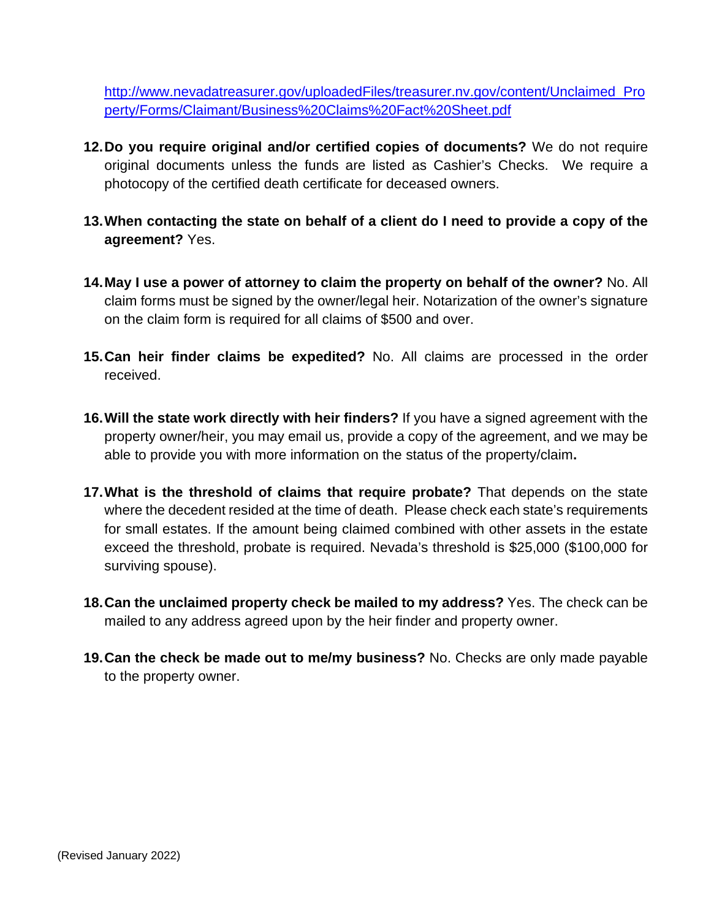http://www.nevadatreasurer.gov/uploadedFiles/treasurer.nv.gov/content/Unclaimed_Property/Forms/Claimant/Business%20Claims%20Fact%20Sheet.pdf

12. **Do you require original and/or certified copies of documents?** We do not require original documents unless the funds are listed as Cashier's Checks. We require a photocopy of the certified death certificate for deceased owners.

13. **When contacting the state on behalf of a client do I need to provide a copy of the agreement?** Yes.

14. **May I use a power of attorney to claim the property on behalf of the owner?** No. All claim forms must be signed by the owner/legal heir. Notarization of the owner's signature on the claim form is required for all claims of $500 and over.

15. **Can heir finder claims be expedited?** No. All claims are processed in the order received.

16. **Will the state work directly with heir finders?** If you have a signed agreement with the property owner/heir, you may email us, provide a copy of the agreement, and we may be able to provide you with more information on the status of the property/claim**.**

17. **What is the threshold of claims that require probate?** That depends on the state where the decedent resided at the time of death. Please check each state's requirements for small estates. If the amount being claimed combined with other assets in the estate exceed the threshold, probate is required. Nevada's threshold is $25,000 ($100,000 for surviving spouse).

18. **Can the unclaimed property check be mailed to my address?** Yes. The check can be mailed to any address agreed upon by the heir finder and property owner.

19. **Can the check be made out to me/my business?** No. Checks are only made payable to the property owner.

(Revised January 2022)